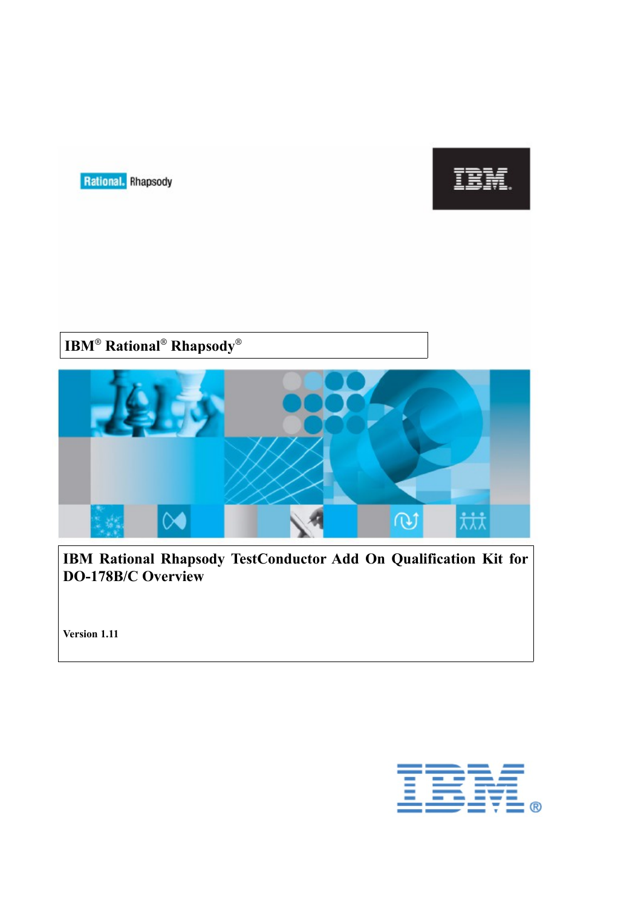Rational. Rhapsody

IBM

**IBM® Rational® Rhapsody®**

# IBM Rational Rhapsody TestConductor Add On Qualification Kit for DO-178B/C Overview

**Version 1.11**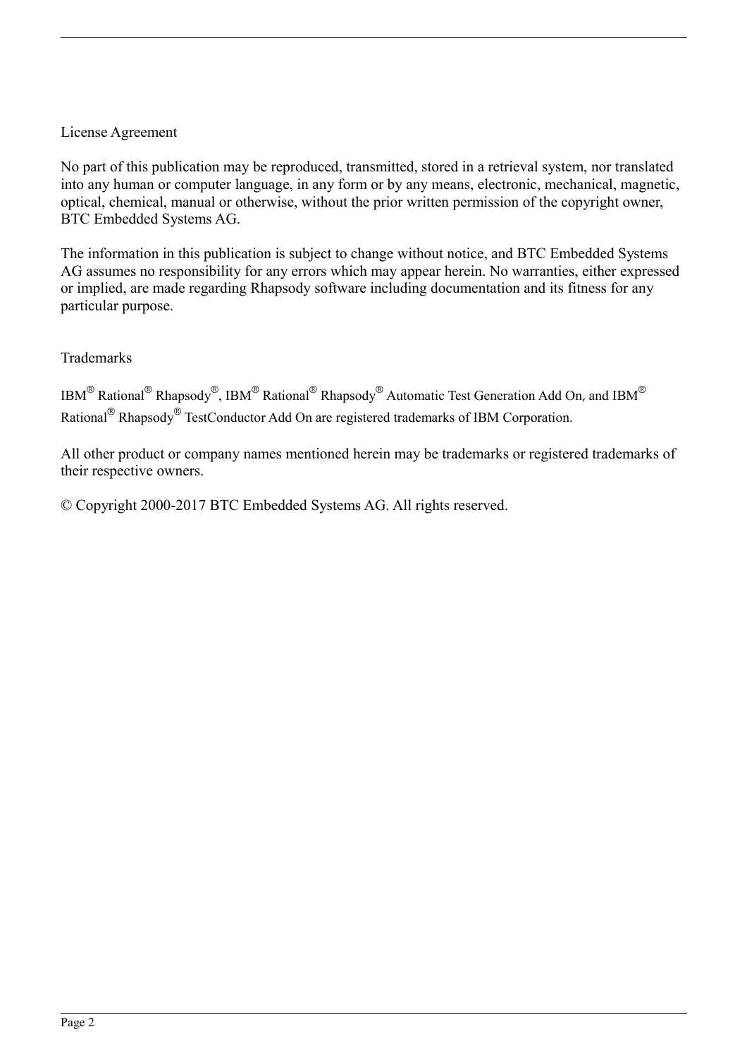License Agreement

No part of this publication may be reproduced, transmitted, stored in a retrieval system, nor translated into any human or computer language, in any form or by any means, electronic, mechanical, magnetic, optical, chemical, manual or otherwise, without the prior written permission of the copyright owner, BTC Embedded Systems AG.

The information in this publication is subject to change without notice, and BTC Embedded Systems AG assumes no responsibility for any errors which may appear herein. No warranties, either expressed or implied, are made regarding Rhapsody software including documentation and its fitness for any particular purpose.

Trademarks

IBM® Rational® Rhapsody®, IBM® Rational® Rhapsody® Automatic Test Generation Add On, and IBM® Rational® Rhapsody® TestConductor Add On are registered trademarks of IBM Corporation.

All other product or company names mentioned herein may be trademarks or registered trademarks of their respective owners.

© Copyright 2000-2017 BTC Embedded Systems AG. All rights reserved.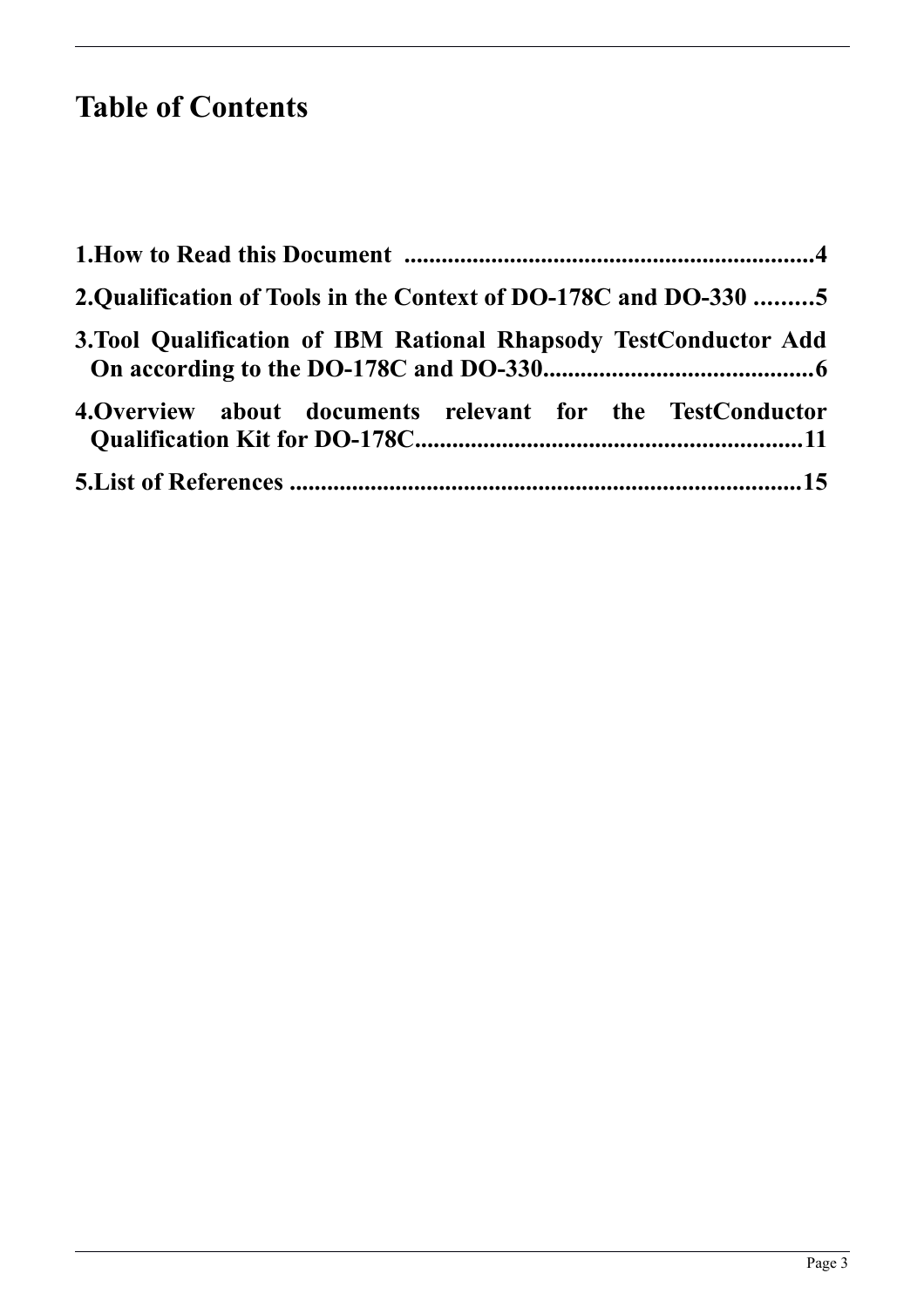# Table of Contents

1.How to Read this Document .................................................................4

2.Qualification of Tools in the Context of DO-178C and DO-330 .........5

3.Tool Qualification of IBM Rational Rhapsody TestConductor Add On according to the DO-178C and DO-330..........................................6

4.Overview about documents relevant for the TestConductor Qualification Kit for DO-178C.............................................................11

5.List of References ..................................................................................15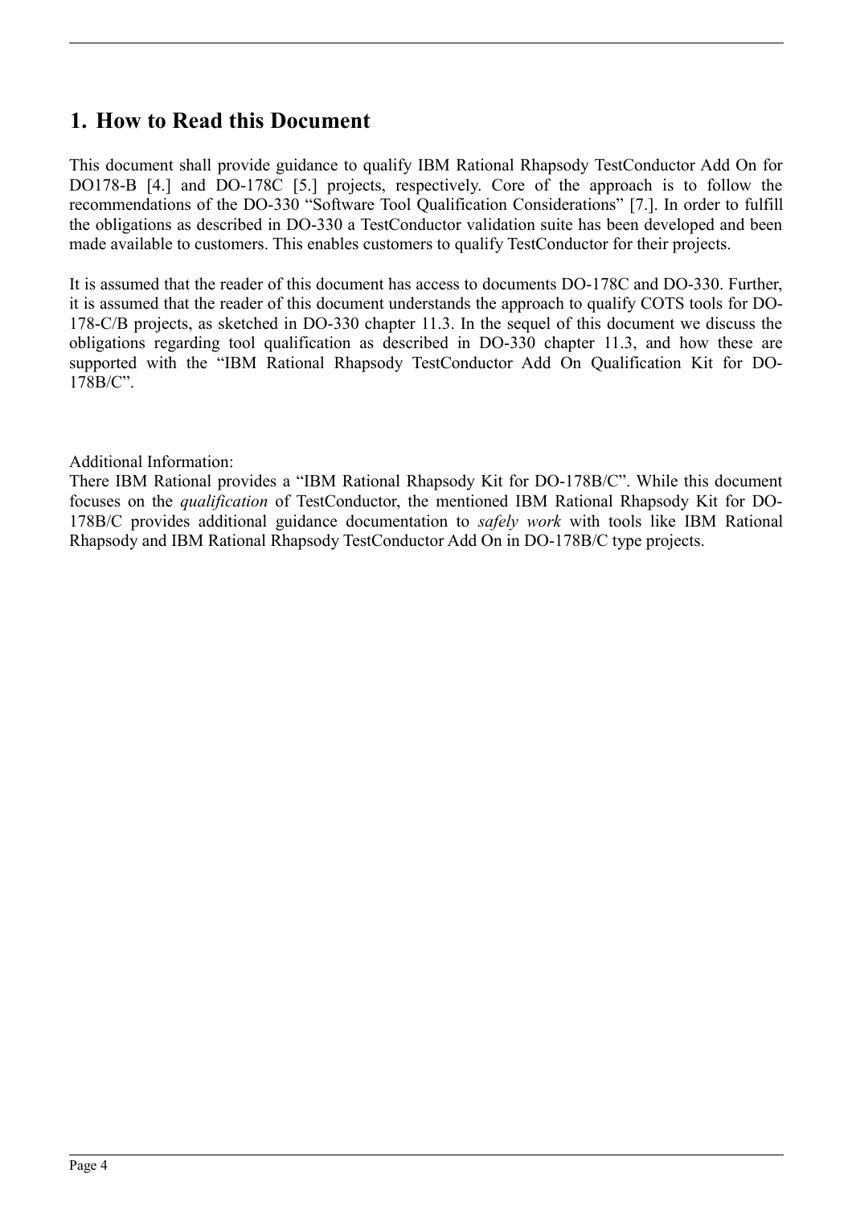# 1. How to Read this Document

This document shall provide guidance to qualify IBM Rational Rhapsody TestConductor Add On for DO178-B [4.] and DO-178C [5.] projects, respectively. Core of the approach is to follow the recommendations of the DO-330 "Software Tool Qualification Considerations" [7.]. In order to fulfill the obligations as described in DO-330 a TestConductor validation suite has been developed and been made available to customers. This enables customers to qualify TestConductor for their projects.

It is assumed that the reader of this document has access to documents DO-178C and DO-330. Further, it is assumed that the reader of this document understands the approach to qualify COTS tools for DO-178-C/B projects, as sketched in DO-330 chapter 11.3. In the sequel of this document we discuss the obligations regarding tool qualification as described in DO-330 chapter 11.3, and how these are supported with the "IBM Rational Rhapsody TestConductor Add On Qualification Kit for DO-178B/C".

Additional Information:
There IBM Rational provides a "IBM Rational Rhapsody Kit for DO-178B/C". While this document focuses on the *qualification* of TestConductor, the mentioned IBM Rational Rhapsody Kit for DO-178B/C provides additional guidance documentation to *safely work* with tools like IBM Rational Rhapsody and IBM Rational Rhapsody TestConductor Add On in DO-178B/C type projects.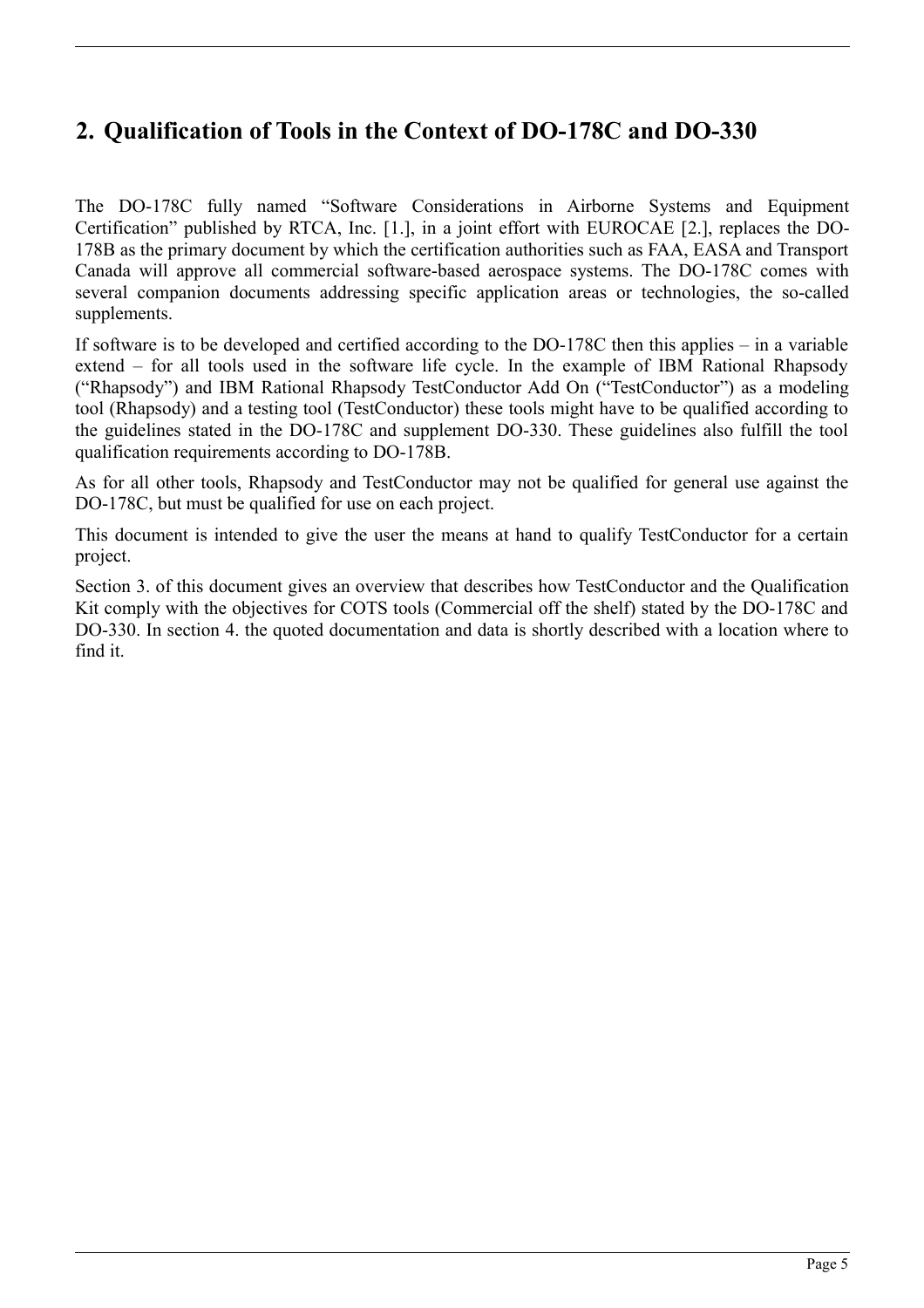## 2. Qualification of Tools in the Context of DO-178C and DO-330

The DO-178C fully named "Software Considerations in Airborne Systems and Equipment Certification" published by RTCA, Inc. [1.], in a joint effort with EUROCAE [2.], replaces the DO-178B as the primary document by which the certification authorities such as FAA, EASA and Transport Canada will approve all commercial software-based aerospace systems. The DO-178C comes with several companion documents addressing specific application areas or technologies, the so-called supplements.

If software is to be developed and certified according to the DO-178C then this applies – in a variable extend – for all tools used in the software life cycle. In the example of IBM Rational Rhapsody ("Rhapsody") and IBM Rational Rhapsody TestConductor Add On ("TestConductor") as a modeling tool (Rhapsody) and a testing tool (TestConductor) these tools might have to be qualified according to the guidelines stated in the DO-178C and supplement DO-330. These guidelines also fulfill the tool qualification requirements according to DO-178B.

As for all other tools, Rhapsody and TestConductor may not be qualified for general use against the DO-178C, but must be qualified for use on each project.

This document is intended to give the user the means at hand to qualify TestConductor for a certain project.

Section 3. of this document gives an overview that describes how TestConductor and the Qualification Kit comply with the objectives for COTS tools (Commercial off the shelf) stated by the DO-178C and DO-330. In section 4. the quoted documentation and data is shortly described with a location where to find it.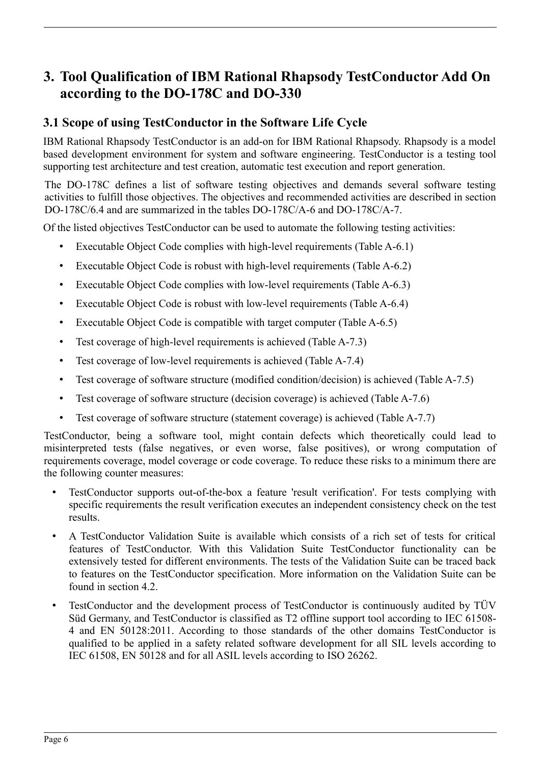# 3. Tool Qualification of IBM Rational Rhapsody TestConductor Add On according to the DO-178C and DO-330

## 3.1 Scope of using TestConductor in the Software Life Cycle

IBM Rational Rhapsody TestConductor is an add-on for IBM Rational Rhapsody. Rhapsody is a model based development environment for system and software engineering. TestConductor is a testing tool supporting test architecture and test creation, automatic test execution and report generation.

The DO-178C defines a list of software testing objectives and demands several software testing activities to fulfill those objectives. The objectives and recommended activities are described in section DO-178C/6.4 and are summarized in the tables DO-178C/A-6 and DO-178C/A-7.

Of the listed objectives TestConductor can be used to automate the following testing activities:

- Executable Object Code complies with high-level requirements (Table A-6.1)
- Executable Object Code is robust with high-level requirements (Table A-6.2)
- Executable Object Code complies with low-level requirements (Table A-6.3)
- Executable Object Code is robust with low-level requirements (Table A-6.4)
- Executable Object Code is compatible with target computer (Table A-6.5)
- Test coverage of high-level requirements is achieved (Table A-7.3)
- Test coverage of low-level requirements is achieved (Table A-7.4)
- Test coverage of software structure (modified condition/decision) is achieved (Table A-7.5)
- Test coverage of software structure (decision coverage) is achieved (Table A-7.6)
- Test coverage of software structure (statement coverage) is achieved (Table A-7.7)

TestConductor, being a software tool, might contain defects which theoretically could lead to misinterpreted tests (false negatives, or even worse, false positives), or wrong computation of requirements coverage, model coverage or code coverage. To reduce these risks to a minimum there are the following counter measures:

- TestConductor supports out-of-the-box a feature 'result verification'. For tests complying with specific requirements the result verification executes an independent consistency check on the test results.
- A TestConductor Validation Suite is available which consists of a rich set of tests for critical features of TestConductor. With this Validation Suite TestConductor functionality can be extensively tested for different environments. The tests of the Validation Suite can be traced back to features on the TestConductor specification. More information on the Validation Suite can be found in section 4.2.
- TestConductor and the development process of TestConductor is continuously audited by TÜV Süd Germany, and TestConductor is classified as T2 offline support tool according to IEC 61508-4 and EN 50128:2011. According to those standards of the other domains TestConductor is qualified to be applied in a safety related software development for all SIL levels according to IEC 61508, EN 50128 and for all ASIL levels according to ISO 26262.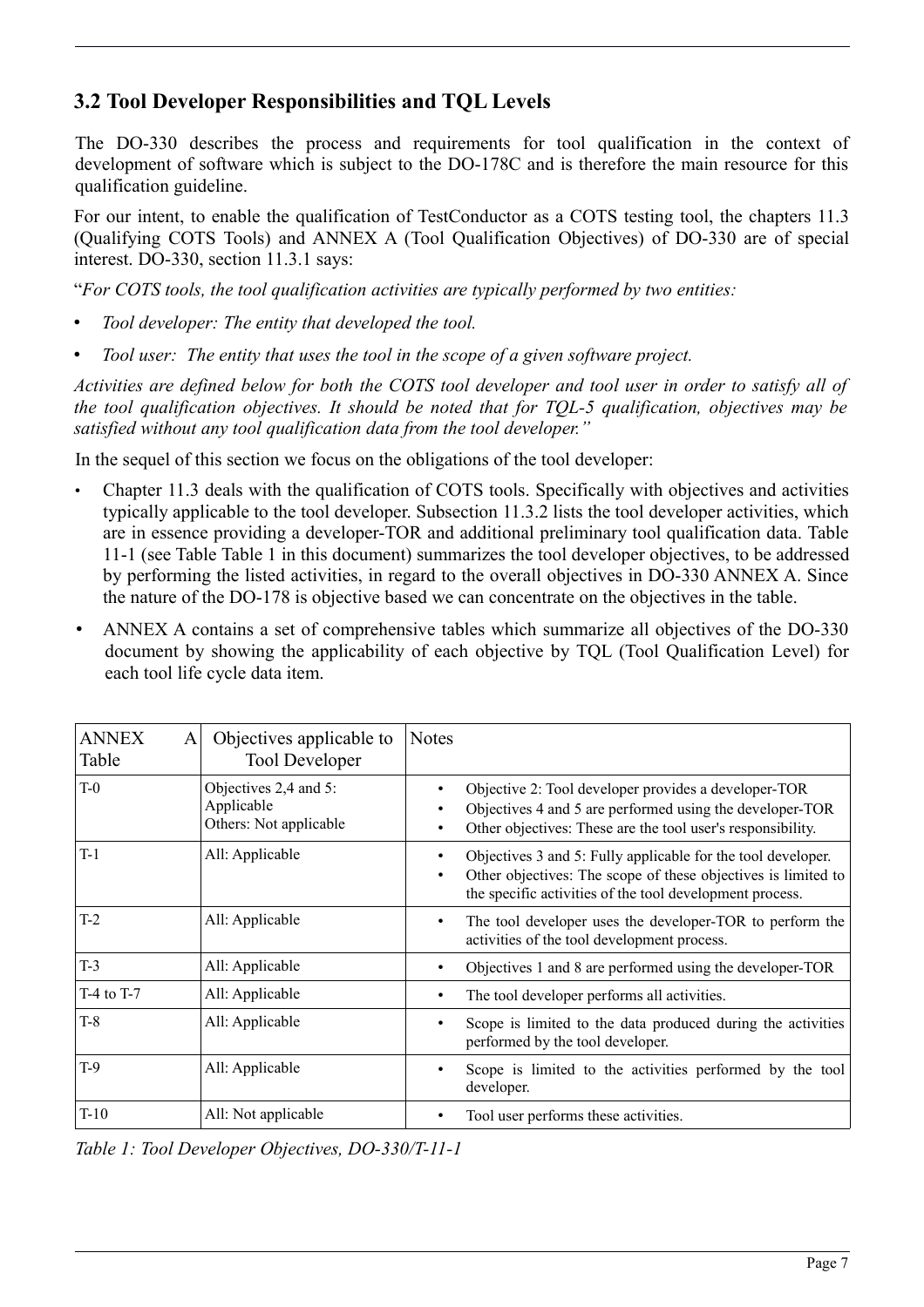## 3.2 Tool Developer Responsibilities and TQL Levels

The DO-330 describes the process and requirements for tool qualification in the context of development of software which is subject to the DO-178C and is therefore the main resource for this qualification guideline.

For our intent, to enable the qualification of TestConductor as a COTS testing tool, the chapters 11.3 (Qualifying COTS Tools) and ANNEX A (Tool Qualification Objectives) of DO-330 are of special interest. DO-330, section 11.3.1 says:

"*For COTS tools, the tool qualification activities are typically performed by two entities:*

- *Tool developer: The entity that developed the tool.*
- *Tool user: The entity that uses the tool in the scope of a given software project.*

*Activities are defined below for both the COTS tool developer and tool user in order to satisfy all of the tool qualification objectives. It should be noted that for TQL-5 qualification, objectives may be satisfied without any tool qualification data from the tool developer."*

In the sequel of this section we focus on the obligations of the tool developer:

- Chapter 11.3 deals with the qualification of COTS tools. Specifically with objectives and activities typically applicable to the tool developer. Subsection 11.3.2 lists the tool developer activities, which are in essence providing a developer-TOR and additional preliminary tool qualification data. Table 11-1 (see Table Table 1 in this document) summarizes the tool developer objectives, to be addressed by performing the listed activities, in regard to the overall objectives in DO-330 ANNEX A. Since the nature of the DO-178 is objective based we can concentrate on the objectives in the table.
- ANNEX A contains a set of comprehensive tables which summarize all objectives of the DO-330 document by showing the applicability of each objective by TQL (Tool Qualification Level) for each tool life cycle data item.

| ANNEX A Table | Objectives applicable to Tool Developer | Notes |
|---|---|---|
| T-0 | Objectives 2,4 and 5: Applicable<br>Others: Not applicable | • Objective 2: Tool developer provides a developer-TOR<br>• Objectives 4 and 5 are performed using the developer-TOR<br>• Other objectives: These are the tool user's responsibility. |
| T-1 | All: Applicable | • Objectives 3 and 5: Fully applicable for the tool developer.<br>• Other objectives: The scope of these objectives is limited to the specific activities of the tool development process. |
| T-2 | All: Applicable | • The tool developer uses the developer-TOR to perform the activities of the tool development process. |
| T-3 | All: Applicable | • Objectives 1 and 8 are performed using the developer-TOR |
| T-4 to T-7 | All: Applicable | • The tool developer performs all activities. |
| T-8 | All: Applicable | • Scope is limited to the data produced during the activities performed by the tool developer. |
| T-9 | All: Applicable | • Scope is limited to the activities performed by the tool developer. |
| T-10 | All: Not applicable | • Tool user performs these activities. |

*Table 1: Tool Developer Objectives, DO-330/T-11-1*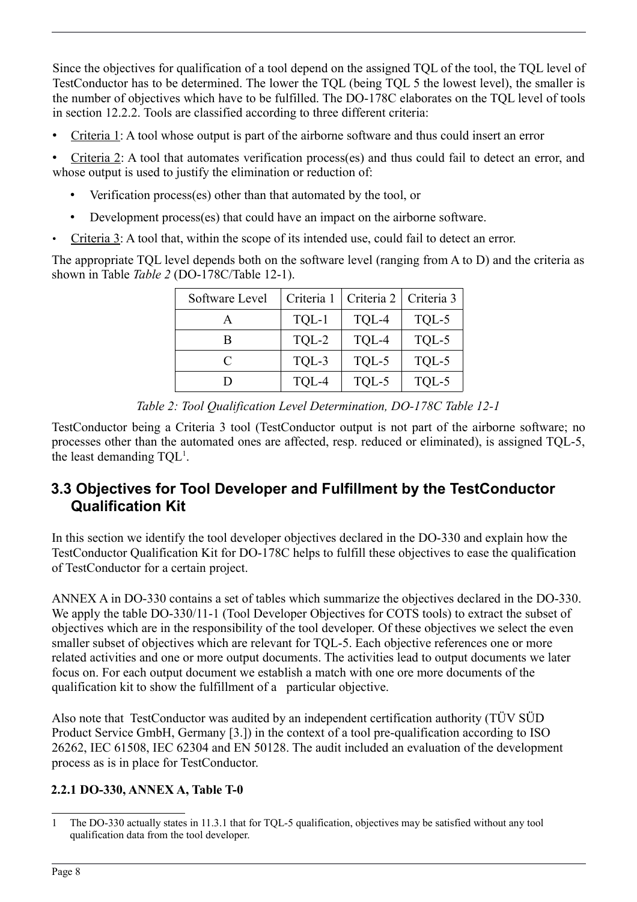Since the objectives for qualification of a tool depend on the assigned TQL of the tool, the TQL level of TestConductor has to be determined. The lower the TQL (being TQL 5 the lowest level), the smaller is the number of objectives which have to be fulfilled. The DO-178C elaborates on the TQL level of tools in section 12.2.2. Tools are classified according to three different criteria:

- Criteria 1: A tool whose output is part of the airborne software and thus could insert an error
- Criteria 2: A tool that automates verification process(es) and thus could fail to detect an error, and whose output is used to justify the elimination or reduction of:
  - Verification process(es) other than that automated by the tool, or
  - Development process(es) that could have an impact on the airborne software.
- Criteria 3: A tool that, within the scope of its intended use, could fail to detect an error.

The appropriate TQL level depends both on the software level (ranging from A to D) and the criteria as shown in Table *Table 2* (DO-178C/Table 12-1).

| Software Level | Criteria 1 | Criteria 2 | Criteria 3 |
|---|---|---|---|
| A | TQL-1 | TQL-4 | TQL-5 |
| B | TQL-2 | TQL-4 | TQL-5 |
| C | TQL-3 | TQL-5 | TQL-5 |
| D | TQL-4 | TQL-5 | TQL-5 |

*Table 2: Tool Qualification Level Determination, DO-178C Table 12-1*

TestConductor being a Criteria 3 tool (TestConductor output is not part of the airborne software; no processes other than the automated ones are affected, resp. reduced or eliminated), is assigned TQL-5, the least demanding TQL[1].

## 3.3 Objectives for Tool Developer and Fulfillment by the TestConductor Qualification Kit

In this section we identify the tool developer objectives declared in the DO-330 and explain how the TestConductor Qualification Kit for DO-178C helps to fulfill these objectives to ease the qualification of TestConductor for a certain project.

ANNEX A in DO-330 contains a set of tables which summarize the objectives declared in the DO-330. We apply the table DO-330/11-1 (Tool Developer Objectives for COTS tools) to extract the subset of objectives which are in the responsibility of the tool developer. Of these objectives we select the even smaller subset of objectives which are relevant for TQL-5. Each objective references one or more related activities and one or more output documents. The activities lead to output documents we later focus on. For each output document we establish a match with one ore more documents of the qualification kit to show the fulfillment of a particular objective.

Also note that TestConductor was audited by an independent certification authority (TÜV SÜD Product Service GmbH, Germany [3.]) in the context of a tool pre-qualification according to ISO 26262, IEC 61508, IEC 62304 and EN 50128. The audit included an evaluation of the development process as is in place for TestConductor.

### 2.2.1 DO-330, ANNEX A, Table T-0

---

[1] The DO-330 actually states in 11.3.1 that for TQL-5 qualification, objectives may be satisfied without any tool qualification data from the tool developer.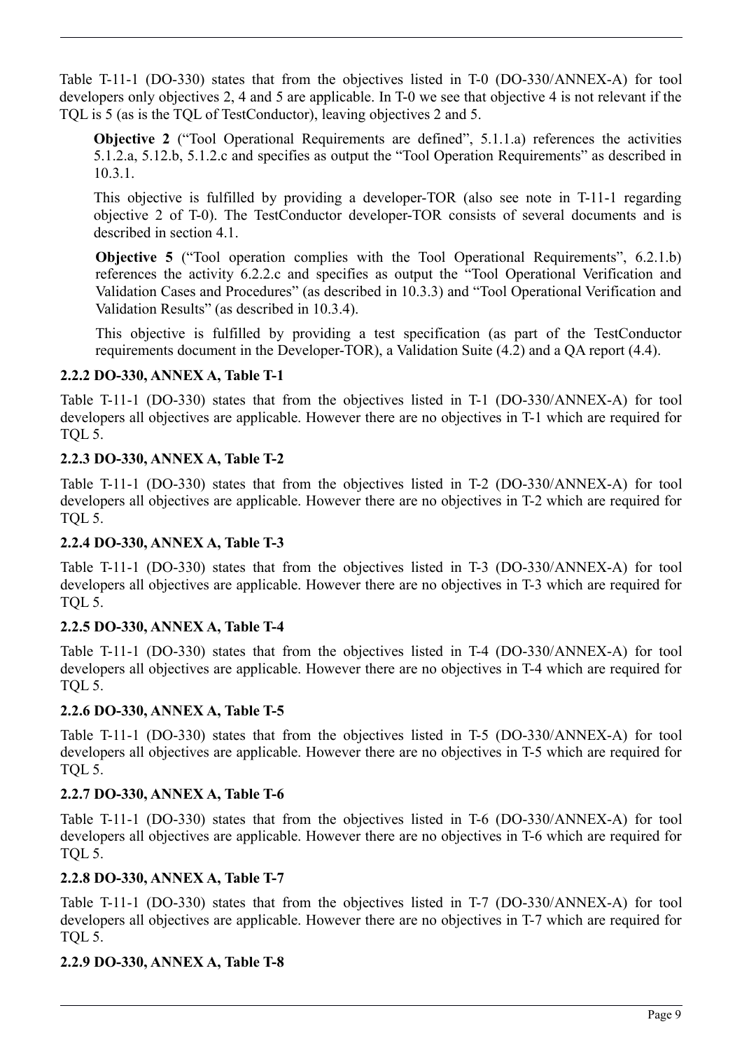Table T-11-1 (DO-330) states that from the objectives listed in T-0 (DO-330/ANNEX-A) for tool developers only objectives 2, 4 and 5 are applicable. In T-0 we see that objective 4 is not relevant if the TQL is 5 (as is the TQL of TestConductor), leaving objectives 2 and 5.

> **Objective 2** ("Tool Operational Requirements are defined", 5.1.1.a) references the activities 5.1.2.a, 5.12.b, 5.1.2.c and specifies as output the "Tool Operation Requirements" as described in 10.3.1.
>
> This objective is fulfilled by providing a developer-TOR (also see note in T-11-1 regarding objective 2 of T-0). The TestConductor developer-TOR consists of several documents and is described in section 4.1.
>
> **Objective 5** ("Tool operation complies with the Tool Operational Requirements", 6.2.1.b) references the activity 6.2.2.c and specifies as output the "Tool Operational Verification and Validation Cases and Procedures" (as described in 10.3.3) and "Tool Operational Verification and Validation Results" (as described in 10.3.4).
>
> This objective is fulfilled by providing a test specification (as part of the TestConductor requirements document in the Developer-TOR), a Validation Suite (4.2) and a QA report (4.4).

### 2.2.2 DO-330, ANNEX A, Table T-1

Table T-11-1 (DO-330) states that from the objectives listed in T-1 (DO-330/ANNEX-A) for tool developers all objectives are applicable. However there are no objectives in T-1 which are required for TQL 5.

### 2.2.3 DO-330, ANNEX A, Table T-2

Table T-11-1 (DO-330) states that from the objectives listed in T-2 (DO-330/ANNEX-A) for tool developers all objectives are applicable. However there are no objectives in T-2 which are required for TQL 5.

### 2.2.4 DO-330, ANNEX A, Table T-3

Table T-11-1 (DO-330) states that from the objectives listed in T-3 (DO-330/ANNEX-A) for tool developers all objectives are applicable. However there are no objectives in T-3 which are required for TQL 5.

### 2.2.5 DO-330, ANNEX A, Table T-4

Table T-11-1 (DO-330) states that from the objectives listed in T-4 (DO-330/ANNEX-A) for tool developers all objectives are applicable. However there are no objectives in T-4 which are required for TQL 5.

### 2.2.6 DO-330, ANNEX A, Table T-5

Table T-11-1 (DO-330) states that from the objectives listed in T-5 (DO-330/ANNEX-A) for tool developers all objectives are applicable. However there are no objectives in T-5 which are required for TQL 5.

### 2.2.7 DO-330, ANNEX A, Table T-6

Table T-11-1 (DO-330) states that from the objectives listed in T-6 (DO-330/ANNEX-A) for tool developers all objectives are applicable. However there are no objectives in T-6 which are required for TQL 5.

### 2.2.8 DO-330, ANNEX A, Table T-7

Table T-11-1 (DO-330) states that from the objectives listed in T-7 (DO-330/ANNEX-A) for tool developers all objectives are applicable. However there are no objectives in T-7 which are required for TQL 5.

### 2.2.9 DO-330, ANNEX A, Table T-8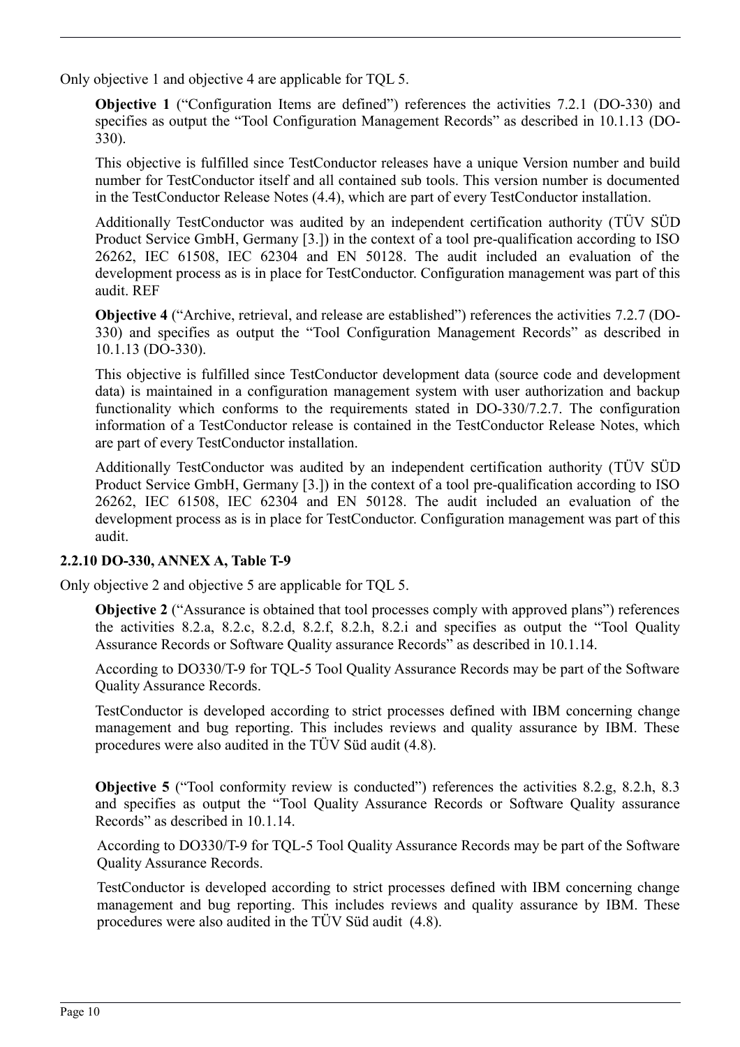Only objective 1 and objective 4 are applicable for TQL 5.

**Objective 1** ("Configuration Items are defined") references the activities 7.2.1 (DO-330) and specifies as output the "Tool Configuration Management Records" as described in 10.1.13 (DO-330).

This objective is fulfilled since TestConductor releases have a unique Version number and build number for TestConductor itself and all contained sub tools. This version number is documented in the TestConductor Release Notes (4.4), which are part of every TestConductor installation.

Additionally TestConductor was audited by an independent certification authority (TÜV SÜD Product Service GmbH, Germany [3.]) in the context of a tool pre-qualification according to ISO 26262, IEC 61508, IEC 62304 and EN 50128. The audit included an evaluation of the development process as is in place for TestConductor. Configuration management was part of this audit. REF

**Objective 4** ("Archive, retrieval, and release are established") references the activities 7.2.7 (DO-330) and specifies as output the "Tool Configuration Management Records" as described in 10.1.13 (DO-330).

This objective is fulfilled since TestConductor development data (source code and development data) is maintained in a configuration management system with user authorization and backup functionality which conforms to the requirements stated in DO-330/7.2.7. The configuration information of a TestConductor release is contained in the TestConductor Release Notes, which are part of every TestConductor installation.

Additionally TestConductor was audited by an independent certification authority (TÜV SÜD Product Service GmbH, Germany [3.]) in the context of a tool pre-qualification according to ISO 26262, IEC 61508, IEC 62304 and EN 50128. The audit included an evaluation of the development process as is in place for TestConductor. Configuration management was part of this audit.

### 2.2.10 DO-330, ANNEX A, Table T-9

Only objective 2 and objective 5 are applicable for TQL 5.

**Objective 2** ("Assurance is obtained that tool processes comply with approved plans") references the activities 8.2.a, 8.2.c, 8.2.d, 8.2.f, 8.2.h, 8.2.i and specifies as output the "Tool Quality Assurance Records or Software Quality assurance Records" as described in 10.1.14.

According to DO330/T-9 for TQL-5 Tool Quality Assurance Records may be part of the Software Quality Assurance Records.

TestConductor is developed according to strict processes defined with IBM concerning change management and bug reporting. This includes reviews and quality assurance by IBM. These procedures were also audited in the TÜV Süd audit (4.8).

**Objective 5** ("Tool conformity review is conducted") references the activities 8.2.g, 8.2.h, 8.3 and specifies as output the "Tool Quality Assurance Records or Software Quality assurance Records" as described in 10.1.14.

According to DO330/T-9 for TQL-5 Tool Quality Assurance Records may be part of the Software Quality Assurance Records.

TestConductor is developed according to strict processes defined with IBM concerning change management and bug reporting. This includes reviews and quality assurance by IBM. These procedures were also audited in the TÜV Süd audit (4.8).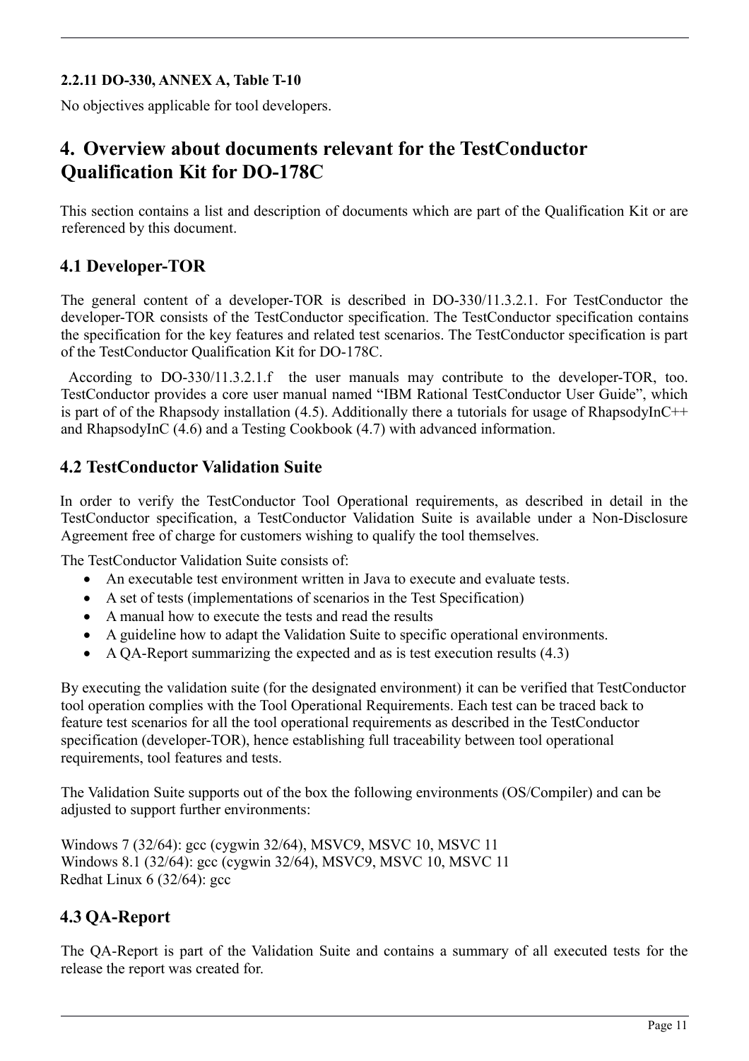#### 2.2.11 DO-330, ANNEX A, Table T-10

No objectives applicable for tool developers.

# 4. Overview about documents relevant for the TestConductor Qualification Kit for DO-178C

This section contains a list and description of documents which are part of the Qualification Kit or are referenced by this document.

## 4.1 Developer-TOR

The general content of a developer-TOR is described in DO-330/11.3.2.1. For TestConductor the developer-TOR consists of the TestConductor specification. The TestConductor specification contains the specification for the key features and related test scenarios. The TestConductor specification is part of the TestConductor Qualification Kit for DO-178C.

According to DO-330/11.3.2.1.f the user manuals may contribute to the developer-TOR, too. TestConductor provides a core user manual named "IBM Rational TestConductor User Guide", which is part of of the Rhapsody installation (4.5). Additionally there a tutorials for usage of RhapsodyInC++ and RhapsodyInC (4.6) and a Testing Cookbook (4.7) with advanced information.

## 4.2 TestConductor Validation Suite

In order to verify the TestConductor Tool Operational requirements, as described in detail in the TestConductor specification, a TestConductor Validation Suite is available under a Non-Disclosure Agreement free of charge for customers wishing to qualify the tool themselves.

The TestConductor Validation Suite consists of:

- An executable test environment written in Java to execute and evaluate tests.
- A set of tests (implementations of scenarios in the Test Specification)
- A manual how to execute the tests and read the results
- A guideline how to adapt the Validation Suite to specific operational environments.
- A QA-Report summarizing the expected and as is test execution results (4.3)

By executing the validation suite (for the designated environment) it can be verified that TestConductor tool operation complies with the Tool Operational Requirements. Each test can be traced back to feature test scenarios for all the tool operational requirements as described in the TestConductor specification (developer-TOR), hence establishing full traceability between tool operational requirements, tool features and tests.

The Validation Suite supports out of the box the following environments (OS/Compiler) and can be adjusted to support further environments:

Windows 7 (32/64): gcc (cygwin 32/64), MSVC9, MSVC 10, MSVC 11
Windows 8.1 (32/64): gcc (cygwin 32/64), MSVC9, MSVC 10, MSVC 11
Redhat Linux 6 (32/64): gcc

## 4.3 QA-Report

The QA-Report is part of the Validation Suite and contains a summary of all executed tests for the release the report was created for.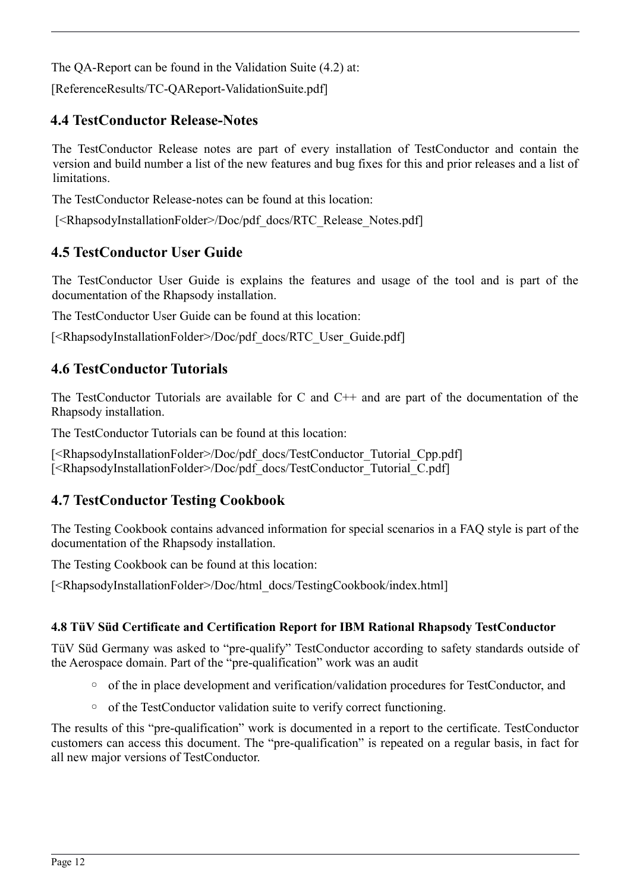The QA-Report can be found in the Validation Suite (4.2) at:

[ReferenceResults/TC-QAReport-ValidationSuite.pdf]

## 4.4 TestConductor Release-Notes

The TestConductor Release notes are part of every installation of TestConductor and contain the version and build number a list of the new features and bug fixes for this and prior releases and a list of limitations.

The TestConductor Release-notes can be found at this location:

[<RhapsodyInstallationFolder>/Doc/pdf_docs/RTC_Release_Notes.pdf]

## 4.5 TestConductor User Guide

The TestConductor User Guide is explains the features and usage of the tool and is part of the documentation of the Rhapsody installation.

The TestConductor User Guide can be found at this location:

[<RhapsodyInstallationFolder>/Doc/pdf_docs/RTC_User_Guide.pdf]

## 4.6 TestConductor Tutorials

The TestConductor Tutorials are available for C and C++ and are part of the documentation of the Rhapsody installation.

The TestConductor Tutorials can be found at this location:

[<RhapsodyInstallationFolder>/Doc/pdf_docs/TestConductor_Tutorial_Cpp.pdf]
[<RhapsodyInstallationFolder>/Doc/pdf_docs/TestConductor_Tutorial_C.pdf]

## 4.7 TestConductor Testing Cookbook

The Testing Cookbook contains advanced information for special scenarios in a FAQ style is part of the documentation of the Rhapsody installation.

The Testing Cookbook can be found at this location:

[<RhapsodyInstallationFolder>/Doc/html_docs/TestingCookbook/index.html]

#### 4.8 TüV Süd Certificate and Certification Report for IBM Rational Rhapsody TestConductor

TüV Süd Germany was asked to “pre-qualify” TestConductor according to safety standards outside of the Aerospace domain. Part of the “pre-qualification” work was an audit

- of the in place development and verification/validation procedures for TestConductor, and
- of the TestConductor validation suite to verify correct functioning.

The results of this “pre-qualification” work is documented in a report to the certificate. TestConductor customers can access this document. The “pre-qualification” is repeated on a regular basis, in fact for all new major versions of TestConductor.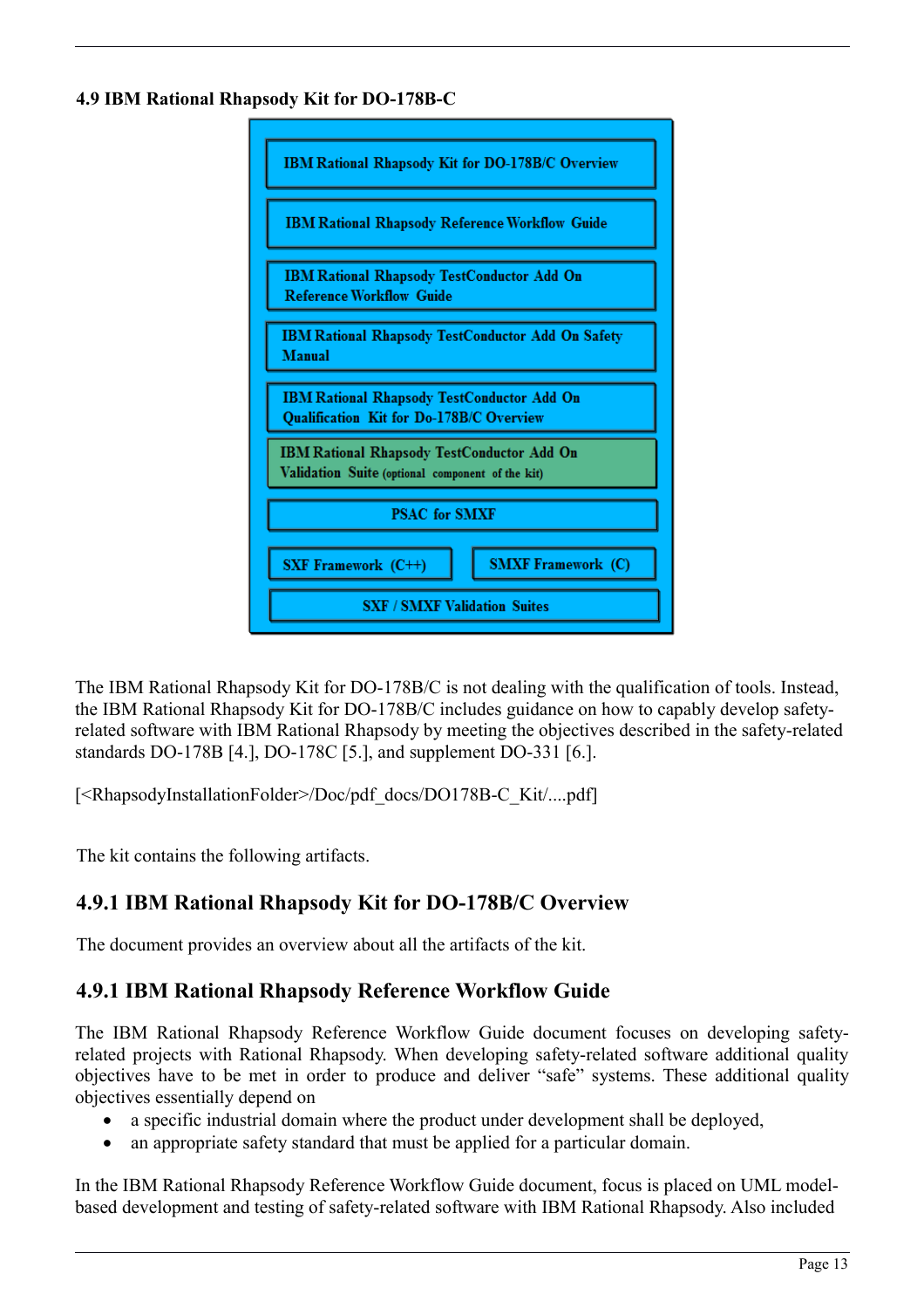**4.9 IBM Rational Rhapsody Kit for DO-178B-C**

IBM Rational Rhapsody Kit for DO-178B/C Overview

IBM Rational Rhapsody Reference Workflow Guide

IBM Rational Rhapsody TestConductor Add On Reference Workflow Guide

IBM Rational Rhapsody TestConductor Add On Safety Manual

IBM Rational Rhapsody TestConductor Add On Qualification Kit for Do-178B/C Overview

IBM Rational Rhapsody TestConductor Add On Validation Suite (optional component of the kit)

PSAC for SMXF

SXF Framework (C++)

SMXF Framework (C)

SXF / SMXF Validation Suites

The IBM Rational Rhapsody Kit for DO-178B/C is not dealing with the qualification of tools. Instead, the IBM Rational Rhapsody Kit for DO-178B/C includes guidance on how to capably develop safety-related software with IBM Rational Rhapsody by meeting the objectives described in the safety-related standards DO-178B [4.], DO-178C [5.], and supplement DO-331 [6.].

[<RhapsodyInstallationFolder>/Doc/pdf_docs/DO178B-C_Kit/....pdf]

The kit contains the following artifacts.

## 4.9.1 IBM Rational Rhapsody Kit for DO-178B/C Overview

The document provides an overview about all the artifacts of the kit.

## 4.9.1 IBM Rational Rhapsody Reference Workflow Guide

The IBM Rational Rhapsody Reference Workflow Guide document focuses on developing safety-related projects with Rational Rhapsody. When developing safety-related software additional quality objectives have to be met in order to produce and deliver "safe" systems. These additional quality objectives essentially depend on

- a specific industrial domain where the product under development shall be deployed,
- an appropriate safety standard that must be applied for a particular domain.

In the IBM Rational Rhapsody Reference Workflow Guide document, focus is placed on UML model-based development and testing of safety-related software with IBM Rational Rhapsody. Also included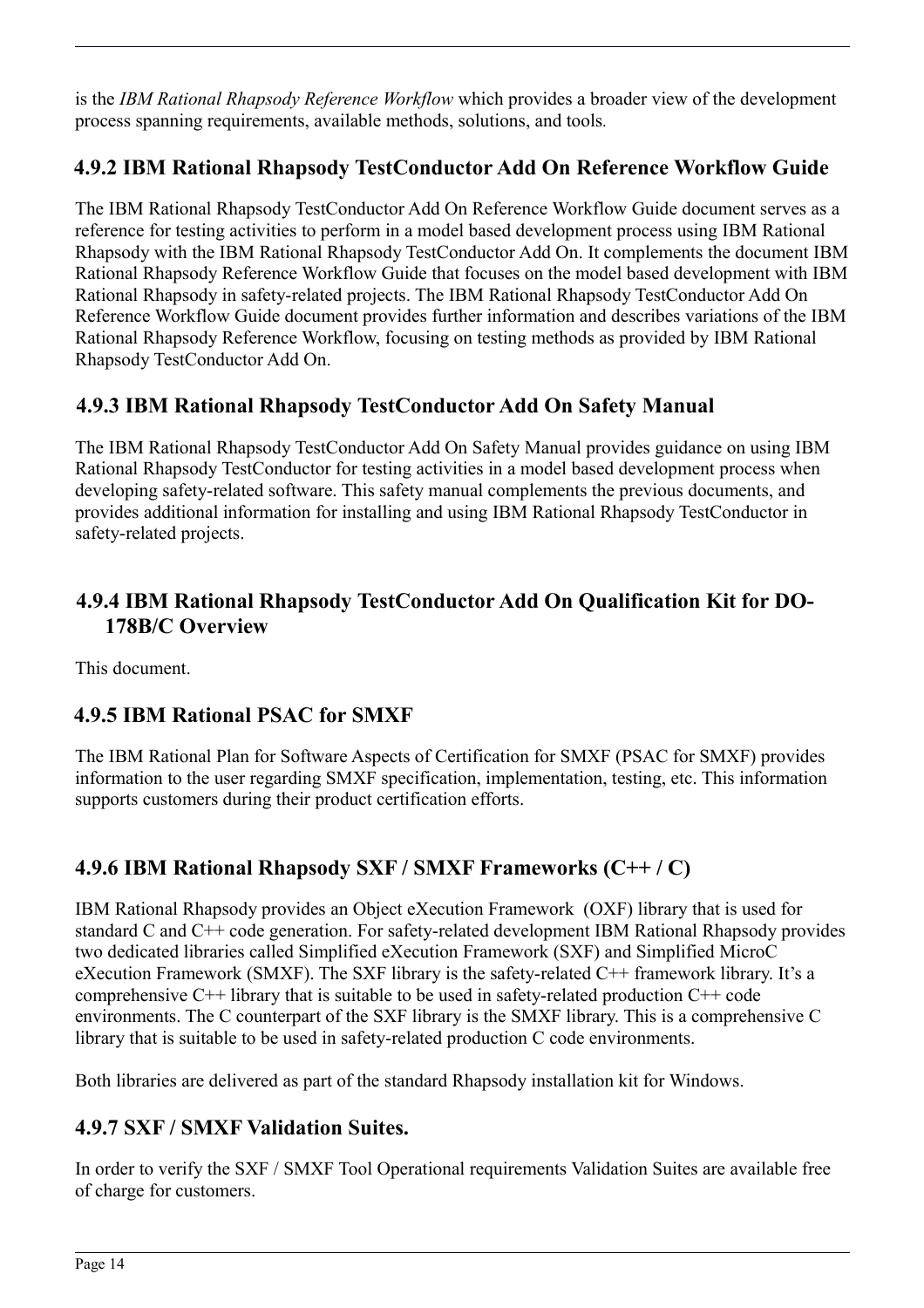is the *IBM Rational Rhapsody Reference Workflow* which provides a broader view of the development process spanning requirements, available methods, solutions, and tools.

### 4.9.2 IBM Rational Rhapsody TestConductor Add On Reference Workflow Guide

The IBM Rational Rhapsody TestConductor Add On Reference Workflow Guide document serves as a reference for testing activities to perform in a model based development process using IBM Rational Rhapsody with the IBM Rational Rhapsody TestConductor Add On. It complements the document IBM Rational Rhapsody Reference Workflow Guide that focuses on the model based development with IBM Rational Rhapsody in safety-related projects. The IBM Rational Rhapsody TestConductor Add On Reference Workflow Guide document provides further information and describes variations of the IBM Rational Rhapsody Reference Workflow, focusing on testing methods as provided by IBM Rational Rhapsody TestConductor Add On.

### 4.9.3 IBM Rational Rhapsody TestConductor Add On Safety Manual

The IBM Rational Rhapsody TestConductor Add On Safety Manual provides guidance on using IBM Rational Rhapsody TestConductor for testing activities in a model based development process when developing safety-related software. This safety manual complements the previous documents, and provides additional information for installing and using IBM Rational Rhapsody TestConductor in safety-related projects.

### 4.9.4 IBM Rational Rhapsody TestConductor Add On Qualification Kit for DO-178B/C Overview

This document.

### 4.9.5 IBM Rational PSAC for SMXF

The IBM Rational Plan for Software Aspects of Certification for SMXF (PSAC for SMXF) provides information to the user regarding SMXF specification, implementation, testing, etc. This information supports customers during their product certification efforts.

### 4.9.6 IBM Rational Rhapsody SXF / SMXF Frameworks (C++ / C)

IBM Rational Rhapsody provides an Object eXecution Framework (OXF) library that is used for standard C and C++ code generation. For safety-related development IBM Rational Rhapsody provides two dedicated libraries called Simplified eXecution Framework (SXF) and Simplified MicroC eXecution Framework (SMXF). The SXF library is the safety-related C++ framework library. It's a comprehensive C++ library that is suitable to be used in safety-related production C++ code environments. The C counterpart of the SXF library is the SMXF library. This is a comprehensive C library that is suitable to be used in safety-related production C code environments.

Both libraries are delivered as part of the standard Rhapsody installation kit for Windows.

### 4.9.7 SXF / SMXF Validation Suites.

In order to verify the SXF / SMXF Tool Operational requirements Validation Suites are available free of charge for customers.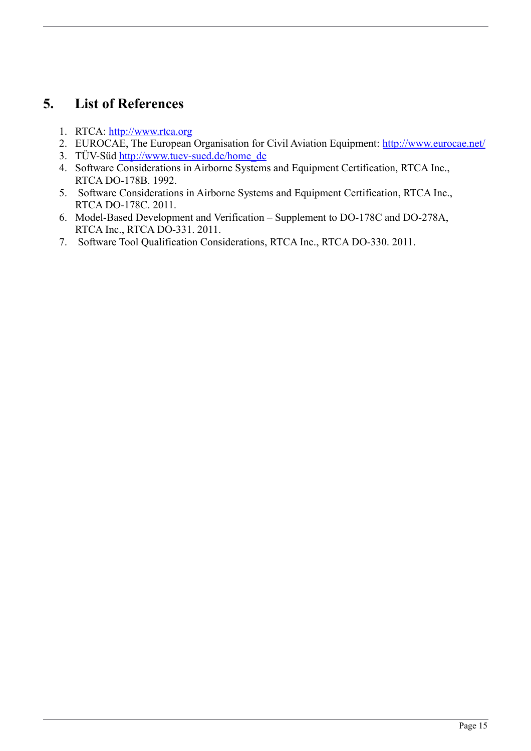# 5. List of References

1. RTCA: http://www.rtca.org
2. EUROCAE, The European Organisation for Civil Aviation Equipment: http://www.eurocae.net/
3. TÜV-Süd http://www.tuev-sued.de/home_de
4. Software Considerations in Airborne Systems and Equipment Certification, RTCA Inc., RTCA DO-178B. 1992.
5. Software Considerations in Airborne Systems and Equipment Certification, RTCA Inc., RTCA DO-178C. 2011.
6. Model-Based Development and Verification – Supplement to DO-178C and DO-278A, RTCA Inc., RTCA DO-331. 2011.
7. Software Tool Qualification Considerations, RTCA Inc., RTCA DO-330. 2011.